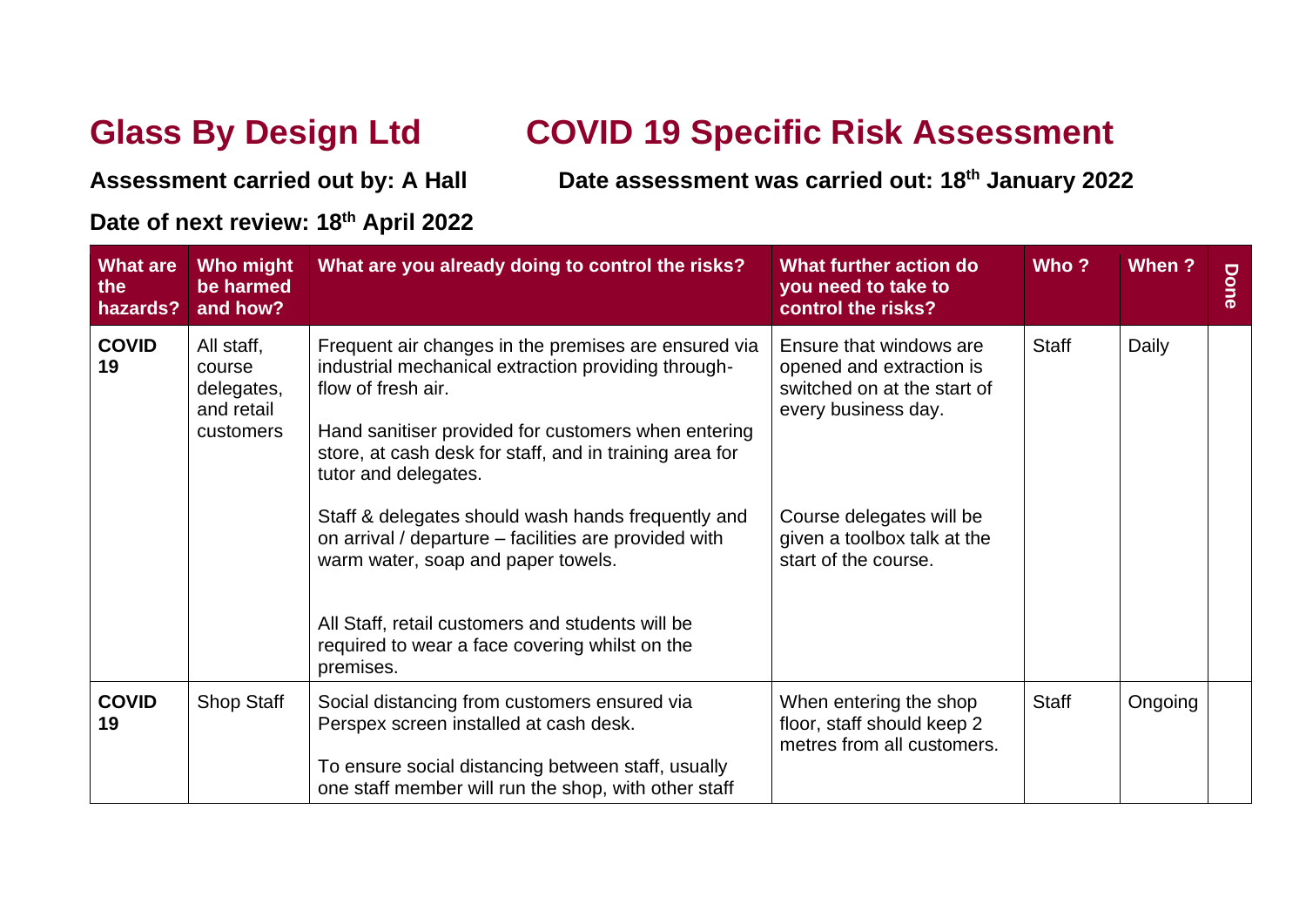# Glass By Design Ltd COVID 19 Specific Risk Assessment

**Assessment carried out by: A Hall** **Date assessment was carried out: 18th January 2022**

**Date of next review: 18th April 2022**

| What are the hazards? | Who might be harmed and how? | What are you already doing to control the risks? | What further action do you need to take to control the risks? | Who ? | When ? | Done |
|---|---|---|---|---|---|---|
| **COVID 19** | All staff, course delegates, and retail customers | Frequent air changes in the premises are ensured via industrial mechanical extraction providing through-flow of fresh air.<br><br>Hand sanitiser provided for customers when entering store, at cash desk for staff, and in training area for tutor and delegates.<br><br>Staff & delegates should wash hands frequently and on arrival / departure – facilities are provided with warm water, soap and paper towels.<br><br>All Staff, retail customers and students will be required to wear a face covering whilst on the premises. | Ensure that windows are opened and extraction is switched on at the start of every business day.<br><br>Course delegates will be given a toolbox talk at the start of the course. | Staff | Daily | |
| **COVID 19** | Shop Staff | Social distancing from customers ensured via Perspex screen installed at cash desk.<br><br>To ensure social distancing between staff, usually one staff member will run the shop, with other staff | When entering the shop floor, staff should keep 2 metres from all customers. | Staff | Ongoing | |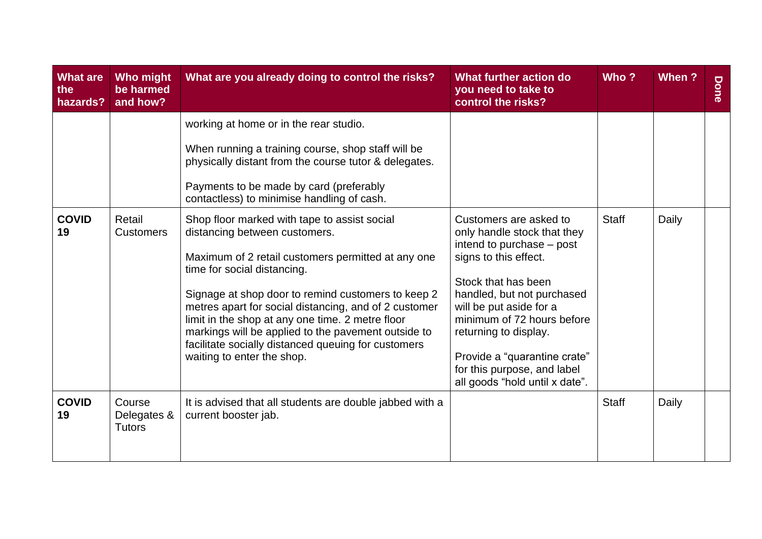| What are the hazards? | Who might be harmed and how? | What are you already doing to control the risks? | What further action do you need to take to control the risks? | Who ? | When ? | Done |
|---|---|---|---|---|---|---|
| | | working at home or in the rear studio.<br><br>When running a training course, shop staff will be physically distant from the course tutor & delegates.<br><br>Payments to be made by card (preferably contactless) to minimise handling of cash. | | | | |
| **COVID 19** | Retail Customers | Shop floor marked with tape to assist social distancing between customers.<br><br>Maximum of 2 retail customers permitted at any one time for social distancing.<br><br>Signage at shop door to remind customers to keep 2 metres apart for social distancing, and of 2 customer limit in the shop at any one time. 2 metre floor markings will be applied to the pavement outside to facilitate socially distanced queuing for customers waiting to enter the shop. | Customers are asked to only handle stock that they intend to purchase – post signs to this effect.<br><br>Stock that has been handled, but not purchased will be put aside for a minimum of 72 hours before returning to display.<br><br>Provide a "quarantine crate" for this purpose, and label all goods "hold until x date". | Staff | Daily | |
| **COVID 19** | Course Delegates & Tutors | It is advised that all students are double jabbed with a current booster jab. | | Staff | Daily | |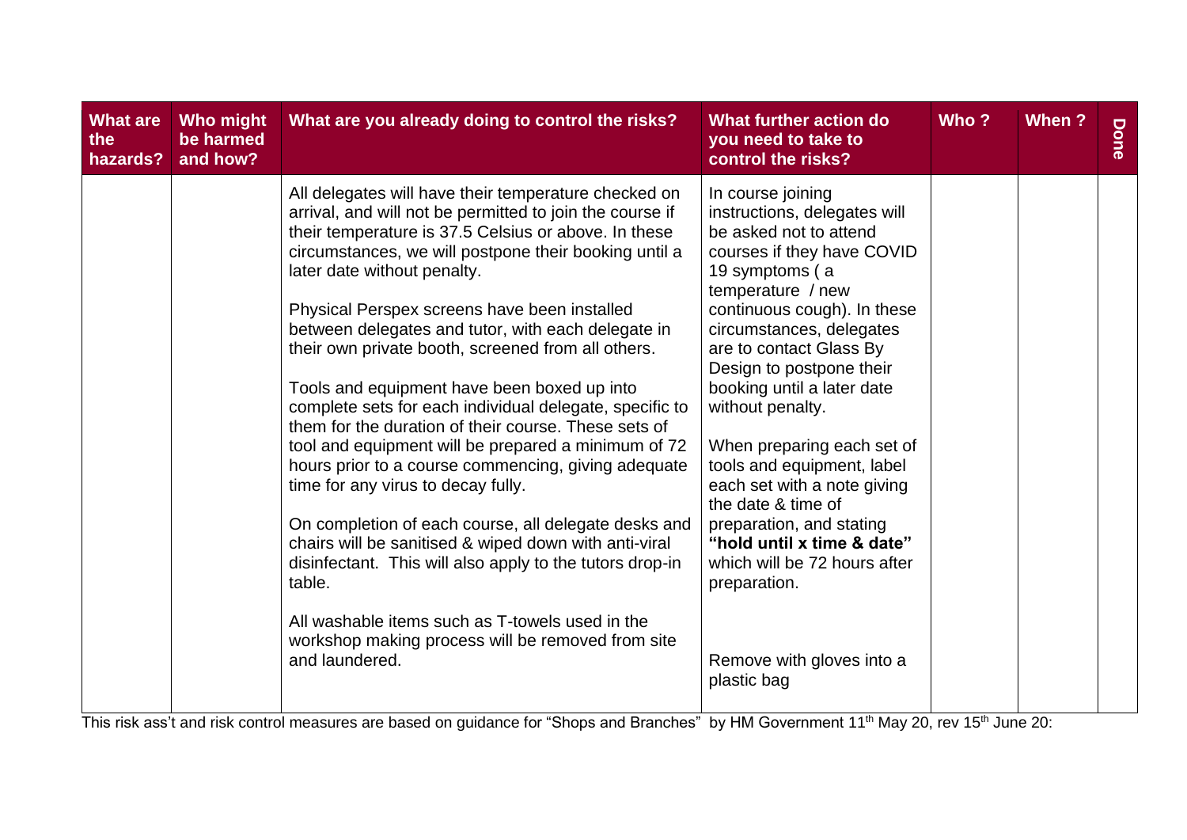| What are the hazards? | Who might be harmed and how? | What are you already doing to control the risks? | What further action do you need to take to control the risks? | Who ? | When ? | Done |
|---|---|---|---|---|---|---|
| | | All delegates will have their temperature checked on arrival, and will not be permitted to join the course if their temperature is 37.5 Celsius or above. In these circumstances, we will postpone their booking until a later date without penalty.<br><br>Physical Perspex screens have been installed between delegates and tutor, with each delegate in their own private booth, screened from all others.<br><br>Tools and equipment have been boxed up into complete sets for each individual delegate, specific to them for the duration of their course. These sets of tool and equipment will be prepared a minimum of 72 hours prior to a course commencing, giving adequate time for any virus to decay fully.<br><br>On completion of each course, all delegate desks and chairs will be sanitised & wiped down with anti-viral disinfectant. This will also apply to the tutors drop-in table.<br><br>All washable items such as T-towels used in the workshop making process will be removed from site and laundered. | In course joining instructions, delegates will be asked not to attend courses if they have COVID 19 symptoms ( a temperature / new continuous cough). In these circumstances, delegates are to contact Glass By Design to postpone their booking until a later date without penalty.<br><br>When preparing each set of tools and equipment, label each set with a note giving the date & time of preparation, and stating **"hold until x time & date"** which will be 72 hours after preparation.<br><br>Remove with gloves into a plastic bag | | | |

This risk ass't and risk control measures are based on guidance for "Shops and Branches" by HM Government 11th May 20, rev 15th June 20: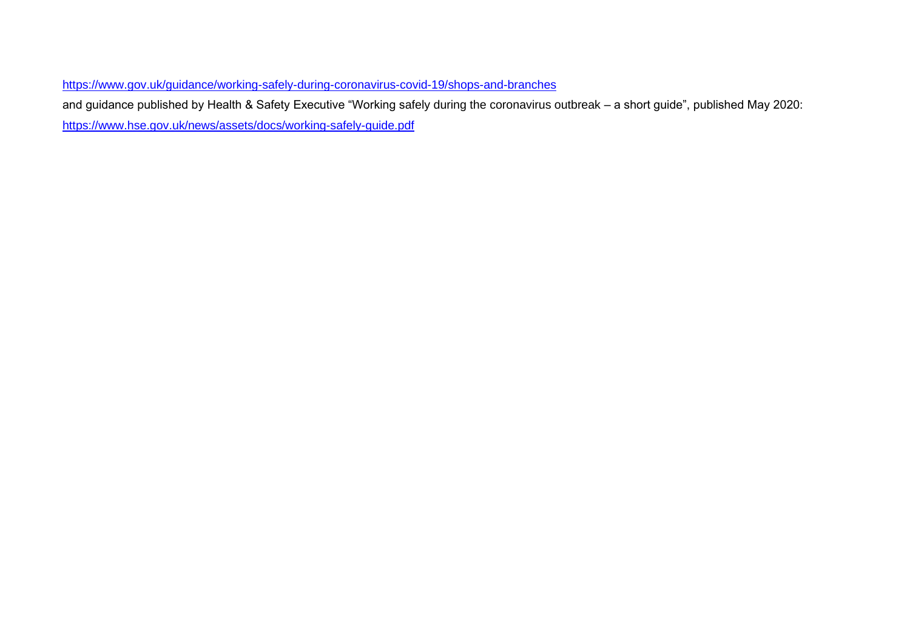https://www.gov.uk/guidance/working-safely-during-coronavirus-covid-19/shops-and-branches

and guidance published by Health & Safety Executive "Working safely during the coronavirus outbreak – a short guide", published May 2020:

https://www.hse.gov.uk/news/assets/docs/working-safely-guide.pdf